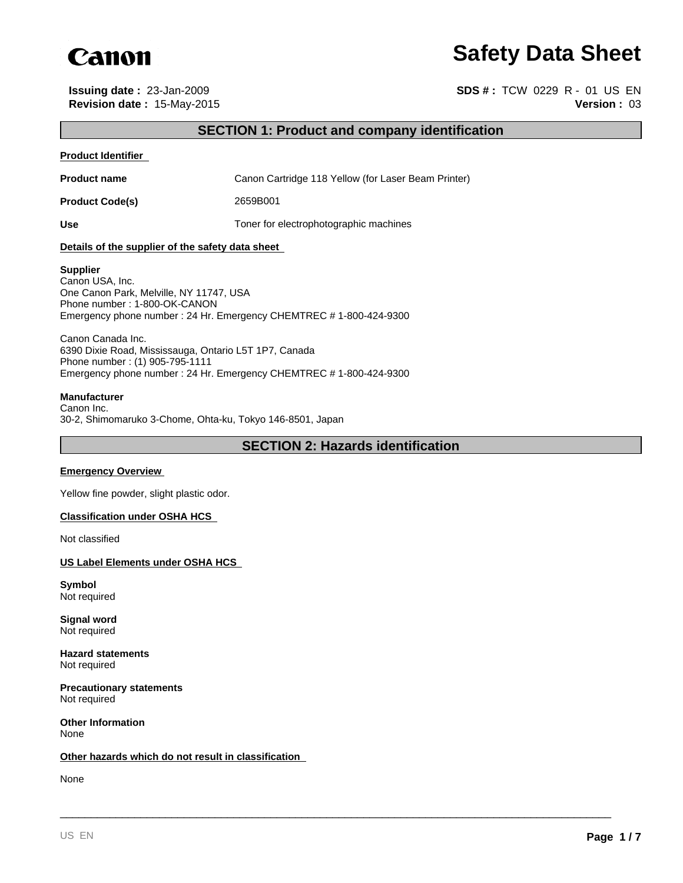Canon

# Safety Data Sheet

**Issuing date :** 23-Jan-2009
**Revision date :** 15-May-2015

**SDS # :** TCW 0229 R - 01 US EN
**Version :** 03

## SECTION 1: Product and company identification

**Product Identifier**

| | |
|---|---|
| **Product name** | Canon Cartridge 118 Yellow (for Laser Beam Printer) |
| **Product Code(s)** | 2659B001 |
| **Use** | Toner for electrophotographic machines |

**Details of the supplier of the safety data sheet**

**Supplier**
Canon USA, Inc.
One Canon Park, Melville, NY 11747, USA
Phone number : 1-800-OK-CANON
Emergency phone number : 24 Hr. Emergency CHEMTREC # 1-800-424-9300

Canon Canada Inc.
6390 Dixie Road, Mississauga, Ontario L5T 1P7, Canada
Phone number : (1) 905-795-1111
Emergency phone number : 24 Hr. Emergency CHEMTREC # 1-800-424-9300

**Manufacturer**
Canon Inc.
30-2, Shimomaruko 3-Chome, Ohta-ku, Tokyo 146-8501, Japan

## SECTION 2: Hazards identification

**Emergency Overview**

Yellow fine powder, slight plastic odor.

**Classification under OSHA HCS**

Not classified

**US Label Elements under OSHA HCS**

**Symbol**
Not required

**Signal word**
Not required

**Hazard statements**
Not required

**Precautionary statements**
Not required

**Other Information**
None

**Other hazards which do not result in classification**

None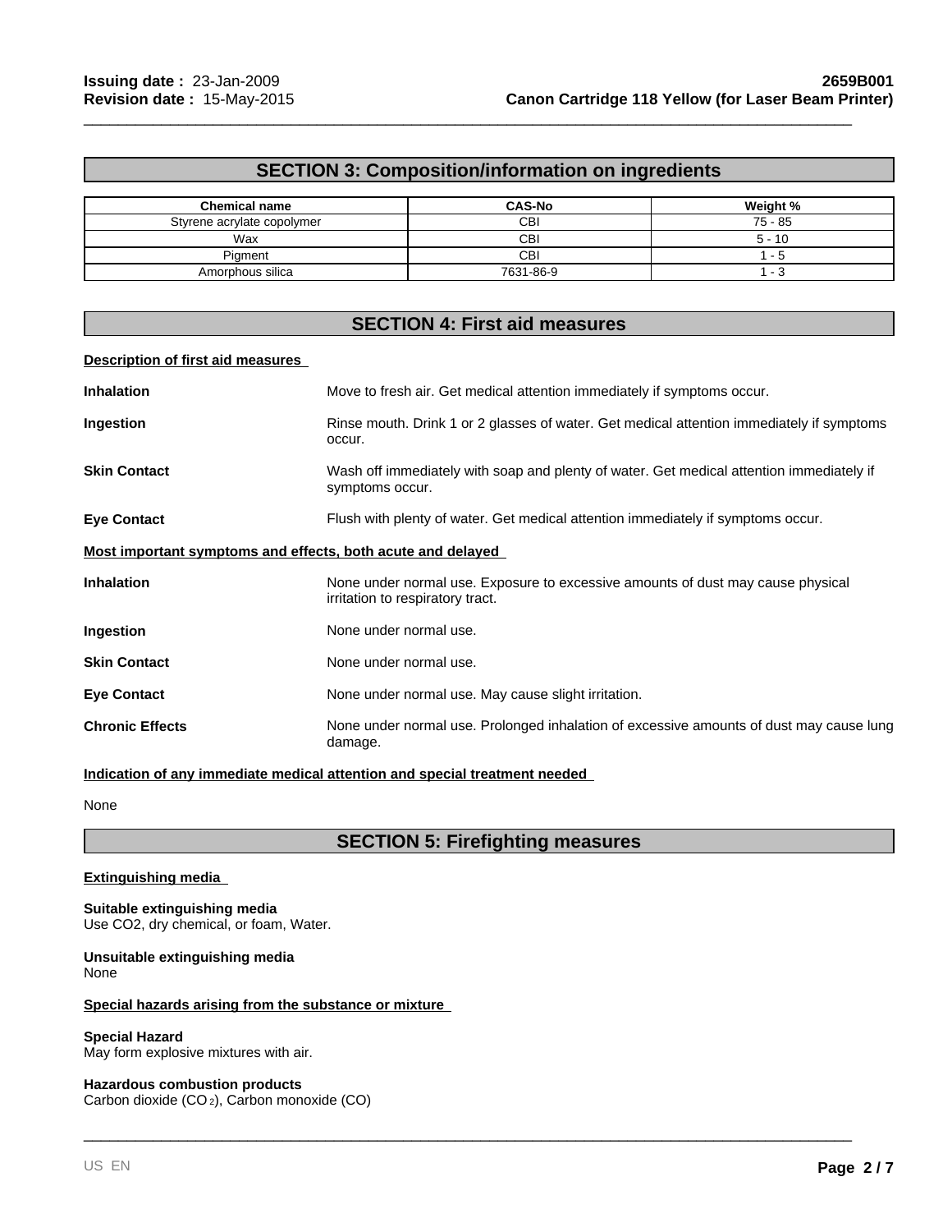## SECTION 3: Composition/information on ingredients

| Chemical name | CAS-No | Weight % |
|---|---|---|
| Styrene acrylate copolymer | CBI | 75 - 85 |
| Wax | CBI | 5 - 10 |
| Pigment | CBI | 1 - 5 |
| Amorphous silica | 7631-86-9 | 1 - 3 |

## SECTION 4: First aid measures

**Description of first aid measures**

**Inhalation** Move to fresh air. Get medical attention immediately if symptoms occur.

**Ingestion** Rinse mouth. Drink 1 or 2 glasses of water. Get medical attention immediately if symptoms occur.

**Skin Contact** Wash off immediately with soap and plenty of water. Get medical attention immediately if symptoms occur.

**Eye Contact** Flush with plenty of water. Get medical attention immediately if symptoms occur.

**Most important symptoms and effects, both acute and delayed**

**Inhalation** None under normal use. Exposure to excessive amounts of dust may cause physical irritation to respiratory tract.

**Ingestion** None under normal use.

**Skin Contact** None under normal use.

**Eye Contact** None under normal use. May cause slight irritation.

**Chronic Effects** None under normal use. Prolonged inhalation of excessive amounts of dust may cause lung damage.

**Indication of any immediate medical attention and special treatment needed**

None

## SECTION 5: Firefighting measures

**Extinguishing media**

**Suitable extinguishing media**
Use CO2, dry chemical, or foam, Water.

**Unsuitable extinguishing media**
None

**Special hazards arising from the substance or mixture**

**Special Hazard**
May form explosive mixtures with air.

**Hazardous combustion products**
Carbon dioxide ($CO_2$), Carbon monoxide (CO)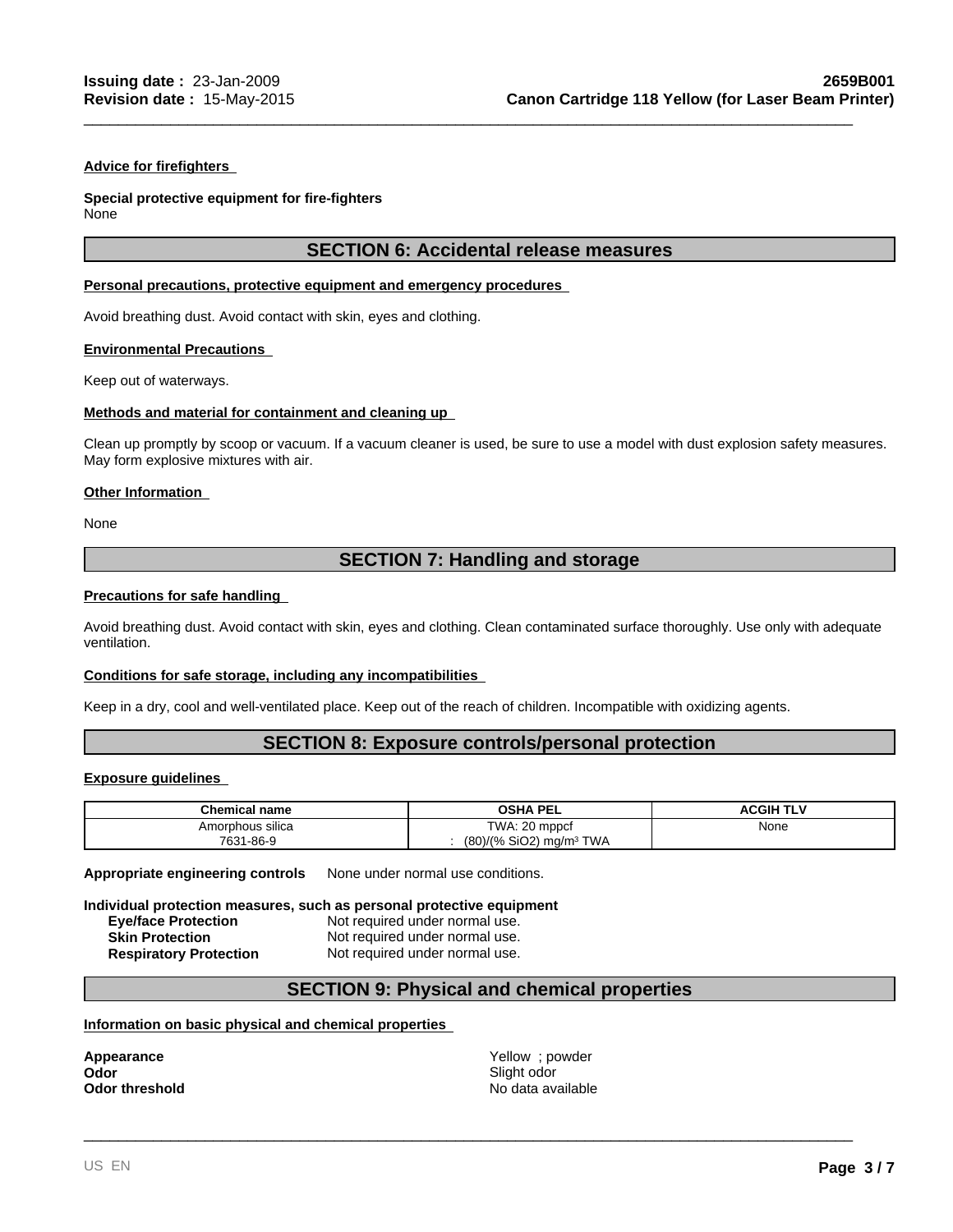#### Advice for firefighters

**Special protective equipment for fire-fighters**
None

## SECTION 6: Accidental release measures

#### Personal precautions, protective equipment and emergency procedures

Avoid breathing dust. Avoid contact with skin, eyes and clothing.

#### Environmental Precautions

Keep out of waterways.

#### Methods and material for containment and cleaning up

Clean up promptly by scoop or vacuum. If a vacuum cleaner is used, be sure to use a model with dust explosion safety measures. May form explosive mixtures with air.

#### Other Information

None

## SECTION 7: Handling and storage

#### Precautions for safe handling

Avoid breathing dust. Avoid contact with skin, eyes and clothing. Clean contaminated surface thoroughly. Use only with adequate ventilation.

#### Conditions for safe storage, including any incompatibilities

Keep in a dry, cool and well-ventilated place. Keep out of the reach of children. Incompatible with oxidizing agents.

## SECTION 8: Exposure controls/personal protection

#### Exposure guidelines

| Chemical name | OSHA PEL | ACGIH TLV |
|---|---|---|
| Amorphous silica<br>7631-86-9 | TWA: 20 mppcf<br>: (80)/(% $SiO_2$) mg/m³ TWA | None |

**Appropriate engineering controls** None under normal use conditions.

**Individual protection measures, such as personal protective equipment**

- **Eye/face Protection** Not required under normal use.
- **Skin Protection** Not required under normal use.
- **Respiratory Protection** Not required under normal use.

## SECTION 9: Physical and chemical properties

#### Information on basic physical and chemical properties

**Appearance** Yellow ; powder
**Odor** Slight odor
**Odor threshold** No data available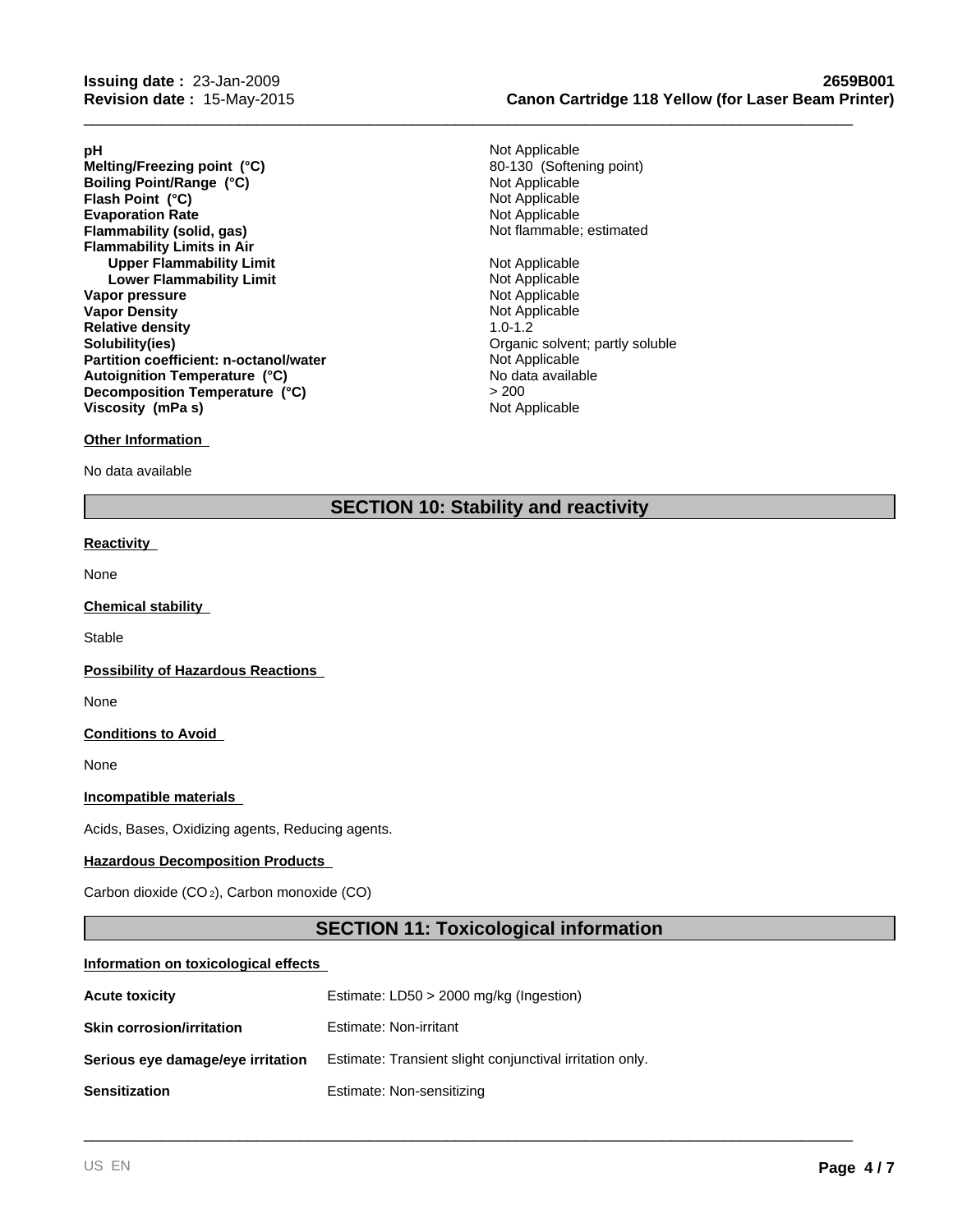| | |
|---|---|
| **pH** | Not Applicable |
| **Melting/Freezing point (°C)** | 80-130 (Softening point) |
| **Boiling Point/Range (°C)** | Not Applicable |
| **Flash Point (°C)** | Not Applicable |
| **Evaporation Rate** | Not Applicable |
| **Flammability (solid, gas)** | Not flammable; estimated |
| **Flammability Limits in Air** | |
| **Upper Flammability Limit** | Not Applicable |
| **Lower Flammability Limit** | Not Applicable |
| **Vapor pressure** | Not Applicable |
| **Vapor Density** | Not Applicable |
| **Relative density** | 1.0-1.2 |
| **Solubility(ies)** | Organic solvent; partly soluble |
| **Partition coefficient: n-octanol/water** | Not Applicable |
| **Autoignition Temperature (°C)** | No data available |
| **Decomposition Temperature (°C)** | > 200 |
| **Viscosity (mPa s)** | Not Applicable |

**Other Information**

No data available

## SECTION 10: Stability and reactivity

**Reactivity**

None

**Chemical stability**

Stable

**Possibility of Hazardous Reactions**

None

**Conditions to Avoid**

None

**Incompatible materials**

Acids, Bases, Oxidizing agents, Reducing agents.

**Hazardous Decomposition Products**

Carbon dioxide ($CO_2$), Carbon monoxide (CO)

## SECTION 11: Toxicological information

**Information on toxicological effects**

| | |
|---|---|
| **Acute toxicity** | Estimate: LD50 > 2000 mg/kg (Ingestion) |
| **Skin corrosion/irritation** | Estimate: Non-irritant |
| **Serious eye damage/eye irritation** | Estimate: Transient slight conjunctival irritation only. |
| **Sensitization** | Estimate: Non-sensitizing |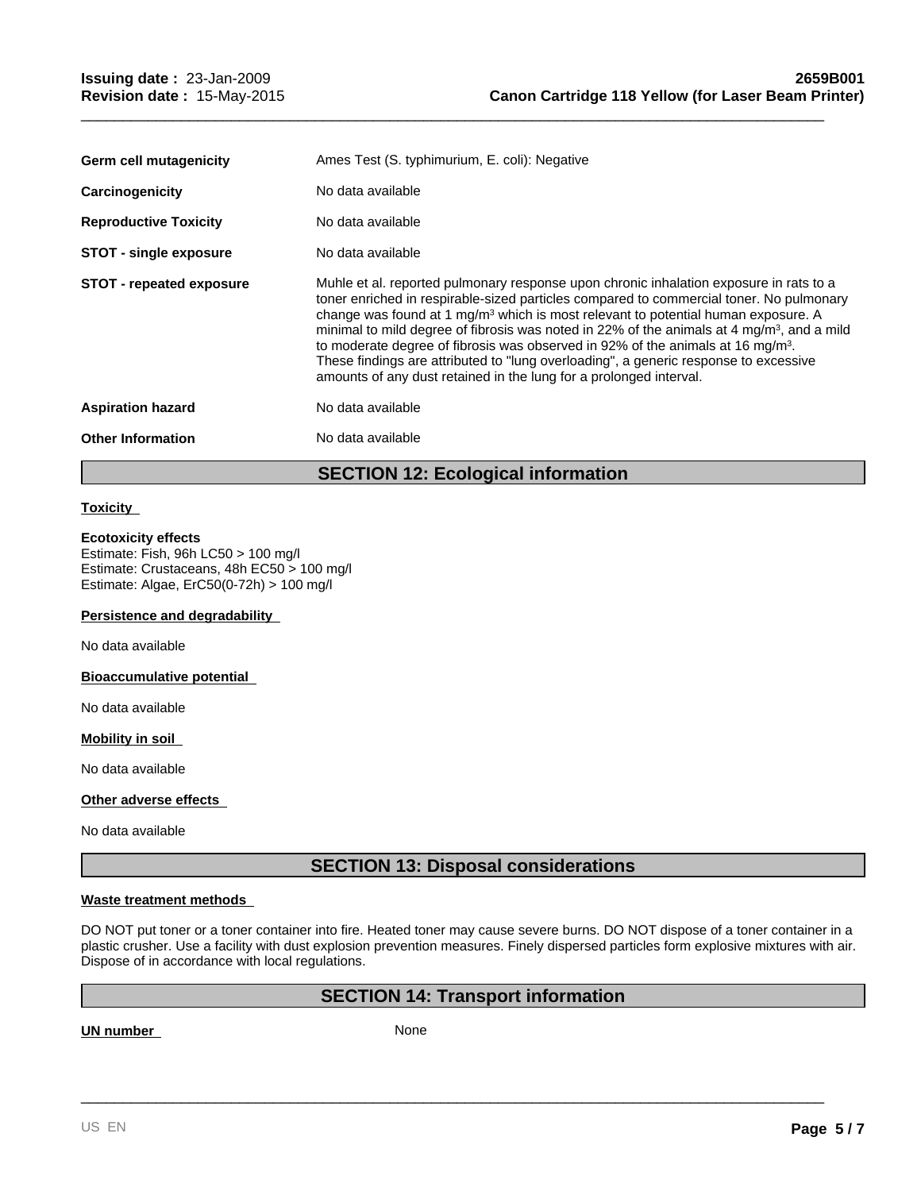| | |
|---|---|
| **Germ cell mutagenicity** | Ames Test (S. typhimurium, E. coli): Negative |
| **Carcinogenicity** | No data available |
| **Reproductive Toxicity** | No data available |
| **STOT - single exposure** | No data available |
| **STOT - repeated exposure** | Muhle et al. reported pulmonary response upon chronic inhalation exposure in rats to a toner enriched in respirable-sized particles compared to commercial toner. No pulmonary change was found at 1 mg/m³ which is most relevant to potential human exposure. A minimal to mild degree of fibrosis was noted in 22% of the animals at 4 mg/m³, and a mild to moderate degree of fibrosis was observed in 92% of the animals at 16 mg/m³. These findings are attributed to "lung overloading", a generic response to excessive amounts of any dust retained in the lung for a prolonged interval. |
| **Aspiration hazard** | No data available |
| **Other Information** | No data available |

## SECTION 12: Ecological information

**Toxicity**

**Ecotoxicity effects**
Estimate: Fish, 96h LC50 > 100 mg/l
Estimate: Crustaceans, 48h EC50 > 100 mg/l
Estimate: Algae, ErC50(0-72h) > 100 mg/l

**Persistence and degradability**

No data available

**Bioaccumulative potential**

No data available

**Mobility in soil**

No data available

**Other adverse effects**

No data available

## SECTION 13: Disposal considerations

**Waste treatment methods**

DO NOT put toner or a toner container into fire. Heated toner may cause severe burns. DO NOT dispose of a toner container in a plastic crusher. Use a facility with dust explosion prevention measures. Finely dispersed particles form explosive mixtures with air. Dispose of in accordance with local regulations.

## SECTION 14: Transport information

**UN number** None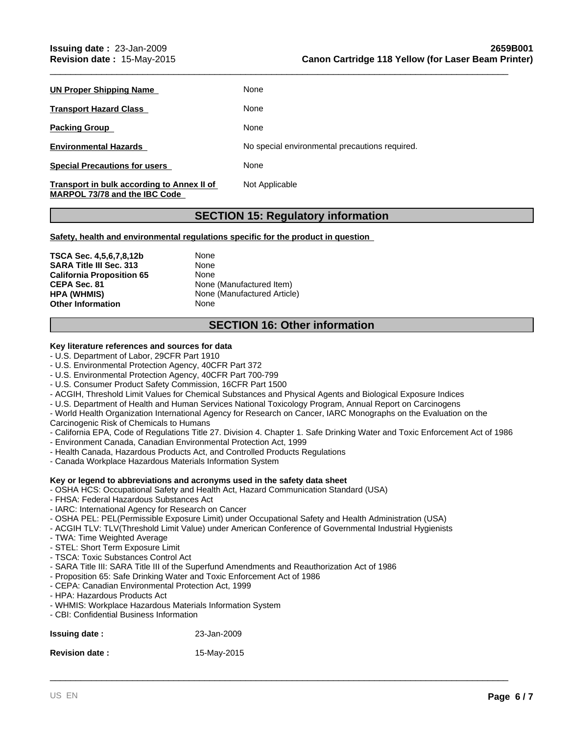| | |
|---|---|
| **UN Proper Shipping Name** | None |
| **Transport Hazard Class** | None |
| **Packing Group** | None |
| **Environmental Hazards** | No special environmental precautions required. |
| **Special Precautions for users** | None |
| **Transport in bulk according to Annex II of MARPOL 73/78 and the IBC Code** | Not Applicable |

## SECTION 15: Regulatory information

**Safety, health and environmental regulations specific for the product in question**

| | |
|---|---|
| **TSCA Sec. 4,5,6,7,8,12b** | None |
| **SARA Title III Sec. 313** | None |
| **California Proposition 65** | None |
| **CEPA Sec. 81** | None (Manufactured Item) |
| **HPA (WHMIS)** | None (Manufactured Article) |
| **Other Information** | None |

## SECTION 16: Other information

**Key literature references and sources for data**

- U.S. Department of Labor, 29CFR Part 1910
- U.S. Environmental Protection Agency, 40CFR Part 372
- U.S. Environmental Protection Agency, 40CFR Part 700-799
- U.S. Consumer Product Safety Commission, 16CFR Part 1500
- ACGIH, Threshold Limit Values for Chemical Substances and Physical Agents and Biological Exposure Indices
- U.S. Department of Health and Human Services National Toxicology Program, Annual Report on Carcinogens
- World Health Organization International Agency for Research on Cancer, IARC Monographs on the Evaluation on the Carcinogenic Risk of Chemicals to Humans
- California EPA, Code of Regulations Title 27. Division 4. Chapter 1. Safe Drinking Water and Toxic Enforcement Act of 1986
- Environment Canada, Canadian Environmental Protection Act, 1999
- Health Canada, Hazardous Products Act, and Controlled Products Regulations
- Canada Workplace Hazardous Materials Information System

**Key or legend to abbreviations and acronyms used in the safety data sheet**

- OSHA HCS: Occupational Safety and Health Act, Hazard Communication Standard (USA)
- FHSA: Federal Hazardous Substances Act
- IARC: International Agency for Research on Cancer
- OSHA PEL: PEL(Permissible Exposure Limit) under Occupational Safety and Health Administration (USA)
- ACGIH TLV: TLV(Threshold Limit Value) under American Conference of Governmental Industrial Hygienists
- TWA: Time Weighted Average
- STEL: Short Term Exposure Limit
- TSCA: Toxic Substances Control Act
- SARA Title III: SARA Title III of the Superfund Amendments and Reauthorization Act of 1986
- Proposition 65: Safe Drinking Water and Toxic Enforcement Act of 1986
- CEPA: Canadian Environmental Protection Act, 1999
- HPA: Hazardous Products Act
- WHMIS: Workplace Hazardous Materials Information System
- CBI: Confidential Business Information

| | |
|---|---|
| **Issuing date :** | 23-Jan-2009 |
| **Revision date :** | 15-May-2015 |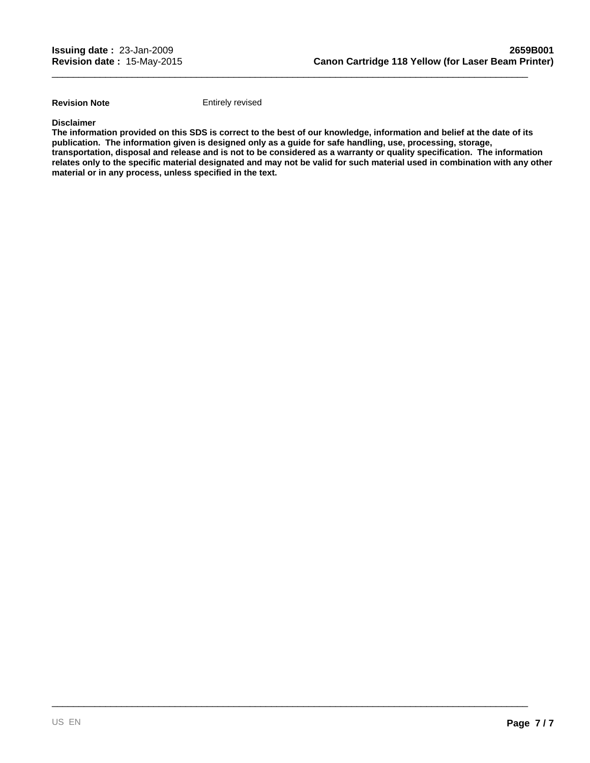**Revision Note** Entirely revised

**Disclaimer**

**The information provided on this SDS is correct to the best of our knowledge, information and belief at the date of its publication. The information given is designed only as a guide for safe handling, use, processing, storage, transportation, disposal and release and is not to be considered as a warranty or quality specification. The information relates only to the specific material designated and may not be valid for such material used in combination with any other material or in any process, unless specified in the text.**